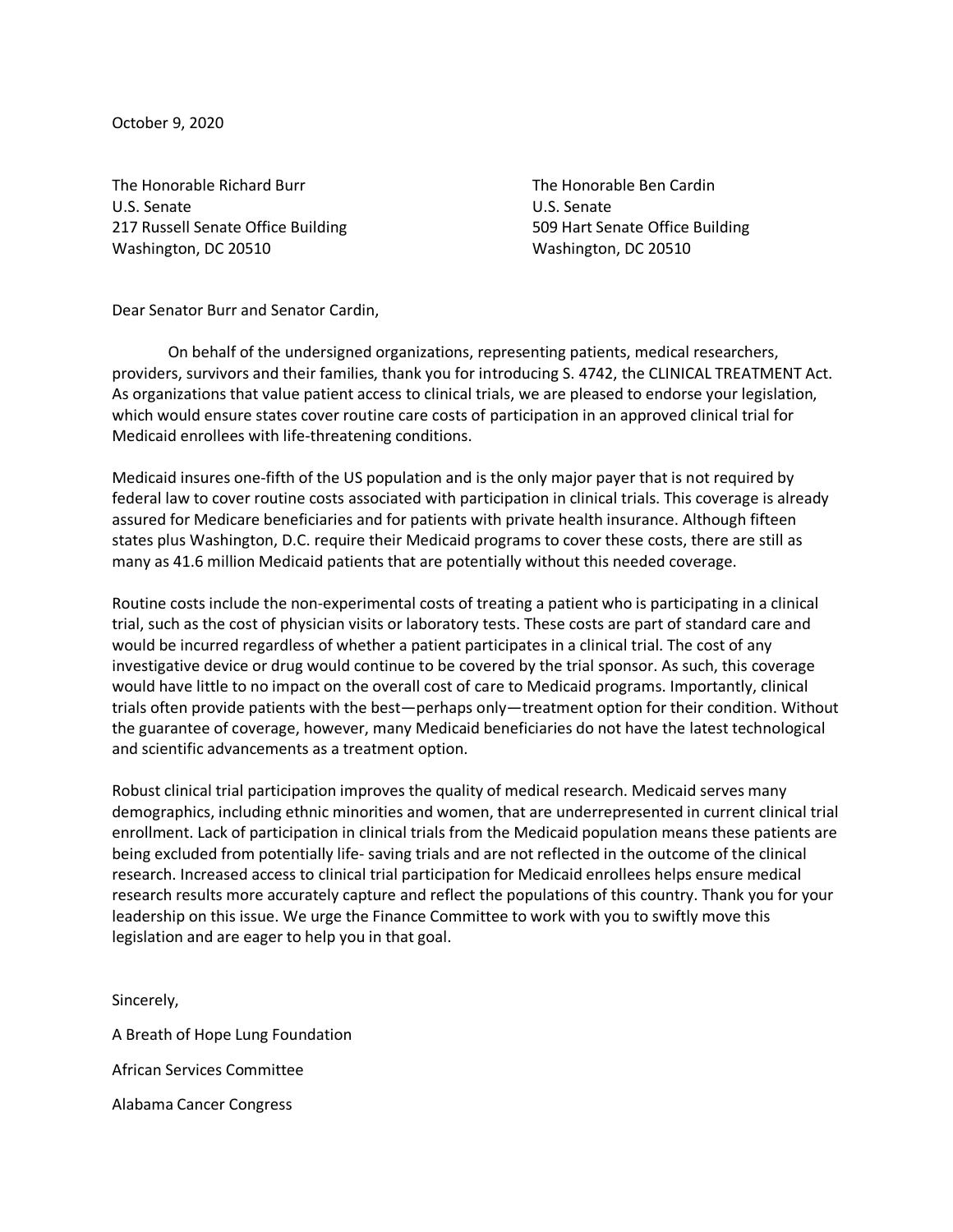October 9, 2020

The Honorable Richard Burr
U.S. Senate
217 Russell Senate Office Building
Washington, DC 20510

The Honorable Ben Cardin
U.S. Senate
509 Hart Senate Office Building
Washington, DC 20510

Dear Senator Burr and Senator Cardin,

On behalf of the undersigned organizations, representing patients, medical researchers, providers, survivors and their families, thank you for introducing S. 4742, the CLINICAL TREATMENT Act. As organizations that value patient access to clinical trials, we are pleased to endorse your legislation, which would ensure states cover routine care costs of participation in an approved clinical trial for Medicaid enrollees with life-threatening conditions.

Medicaid insures one-fifth of the US population and is the only major payer that is not required by federal law to cover routine costs associated with participation in clinical trials. This coverage is already assured for Medicare beneficiaries and for patients with private health insurance. Although fifteen states plus Washington, D.C. require their Medicaid programs to cover these costs, there are still as many as 41.6 million Medicaid patients that are potentially without this needed coverage.

Routine costs include the non-experimental costs of treating a patient who is participating in a clinical trial, such as the cost of physician visits or laboratory tests. These costs are part of standard care and would be incurred regardless of whether a patient participates in a clinical trial. The cost of any investigative device or drug would continue to be covered by the trial sponsor. As such, this coverage would have little to no impact on the overall cost of care to Medicaid programs. Importantly, clinical trials often provide patients with the best—perhaps only—treatment option for their condition. Without the guarantee of coverage, however, many Medicaid beneficiaries do not have the latest technological and scientific advancements as a treatment option.

Robust clinical trial participation improves the quality of medical research. Medicaid serves many demographics, including ethnic minorities and women, that are underrepresented in current clinical trial enrollment. Lack of participation in clinical trials from the Medicaid population means these patients are being excluded from potentially life- saving trials and are not reflected in the outcome of the clinical research. Increased access to clinical trial participation for Medicaid enrollees helps ensure medical research results more accurately capture and reflect the populations of this country. Thank you for your leadership on this issue. We urge the Finance Committee to work with you to swiftly move this legislation and are eager to help you in that goal.

Sincerely,

A Breath of Hope Lung Foundation

African Services Committee

Alabama Cancer Congress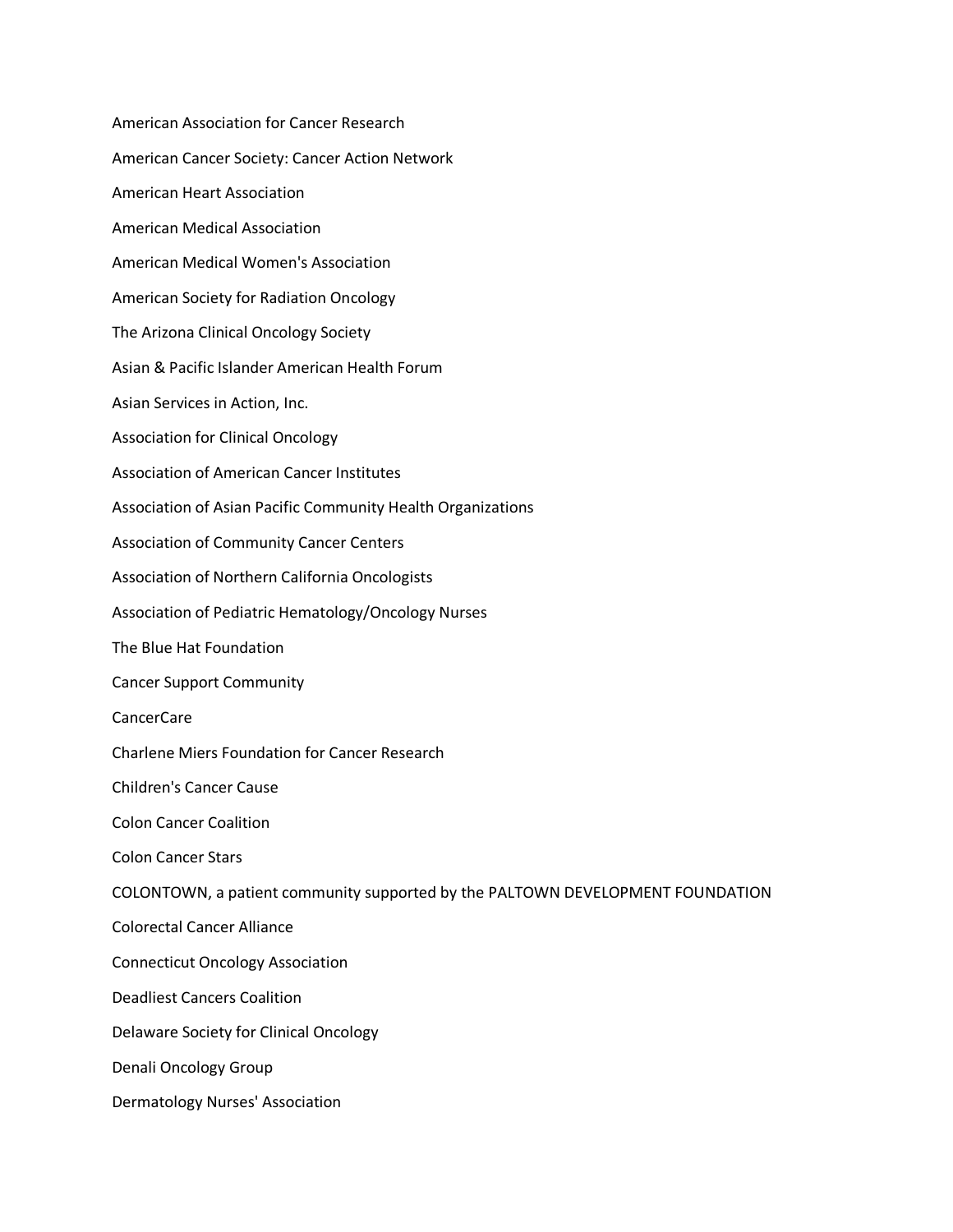American Association for Cancer Research

American Cancer Society: Cancer Action Network

American Heart Association

American Medical Association

American Medical Women's Association

American Society for Radiation Oncology

The Arizona Clinical Oncology Society

Asian & Pacific Islander American Health Forum

Asian Services in Action, Inc.

Association for Clinical Oncology

Association of American Cancer Institutes

Association of Asian Pacific Community Health Organizations

Association of Community Cancer Centers

Association of Northern California Oncologists

Association of Pediatric Hematology/Oncology Nurses

The Blue Hat Foundation

Cancer Support Community

CancerCare

Charlene Miers Foundation for Cancer Research

Children's Cancer Cause

Colon Cancer Coalition

Colon Cancer Stars

COLONTOWN, a patient community supported by the PALTOWN DEVELOPMENT FOUNDATION

Colorectal Cancer Alliance

Connecticut Oncology Association

Deadliest Cancers Coalition

Delaware Society for Clinical Oncology

Denali Oncology Group

Dermatology Nurses' Association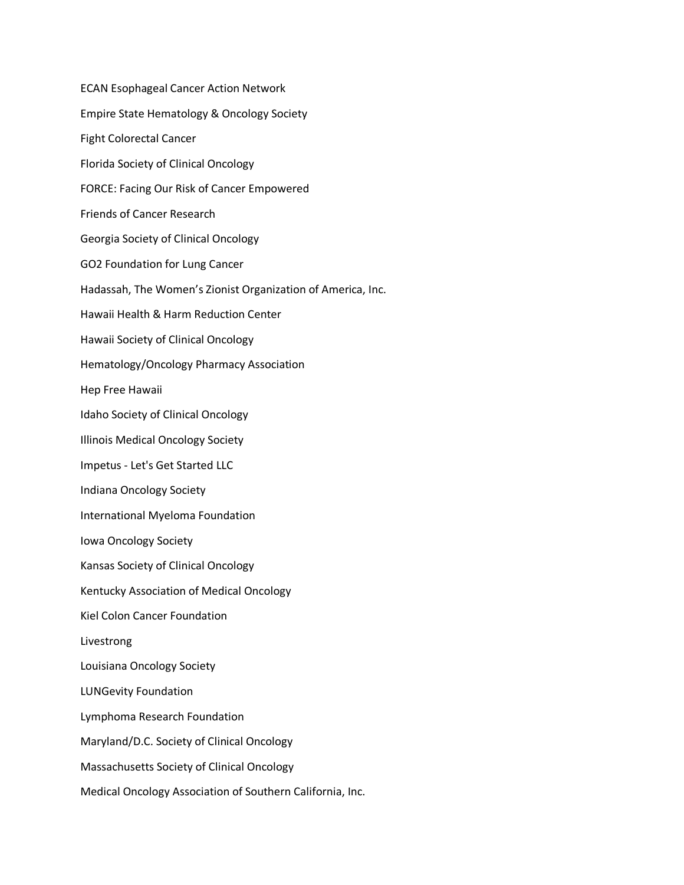ECAN Esophageal Cancer Action Network

Empire State Hematology & Oncology Society

Fight Colorectal Cancer

Florida Society of Clinical Oncology

FORCE: Facing Our Risk of Cancer Empowered

Friends of Cancer Research

Georgia Society of Clinical Oncology

GO2 Foundation for Lung Cancer

Hadassah, The Women's Zionist Organization of America, Inc.

Hawaii Health & Harm Reduction Center

Hawaii Society of Clinical Oncology

Hematology/Oncology Pharmacy Association

Hep Free Hawaii

Idaho Society of Clinical Oncology

Illinois Medical Oncology Society

Impetus - Let's Get Started LLC

Indiana Oncology Society

International Myeloma Foundation

Iowa Oncology Society

Kansas Society of Clinical Oncology

Kentucky Association of Medical Oncology

Kiel Colon Cancer Foundation

Livestrong

Louisiana Oncology Society

LUNGevity Foundation

Lymphoma Research Foundation

Maryland/D.C. Society of Clinical Oncology

Massachusetts Society of Clinical Oncology

Medical Oncology Association of Southern California, Inc.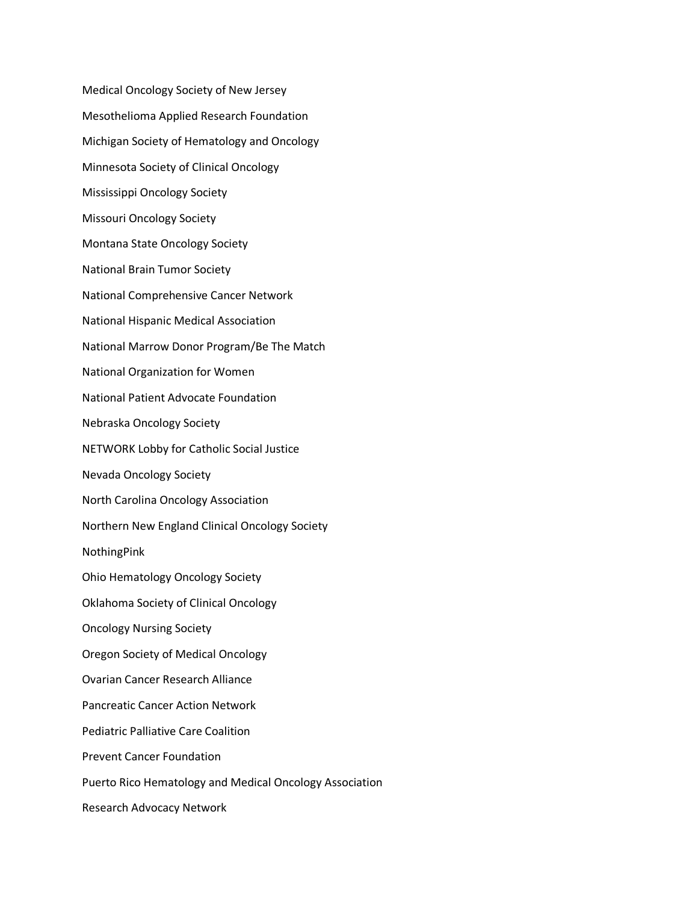Medical Oncology Society of New Jersey

Mesothelioma Applied Research Foundation

Michigan Society of Hematology and Oncology

Minnesota Society of Clinical Oncology

Mississippi Oncology Society

Missouri Oncology Society

Montana State Oncology Society

National Brain Tumor Society

National Comprehensive Cancer Network

National Hispanic Medical Association

National Marrow Donor Program/Be The Match

National Organization for Women

National Patient Advocate Foundation

Nebraska Oncology Society

NETWORK Lobby for Catholic Social Justice

Nevada Oncology Society

North Carolina Oncology Association

Northern New England Clinical Oncology Society

NothingPink

Ohio Hematology Oncology Society

Oklahoma Society of Clinical Oncology

Oncology Nursing Society

Oregon Society of Medical Oncology

Ovarian Cancer Research Alliance

Pancreatic Cancer Action Network

Pediatric Palliative Care Coalition

Prevent Cancer Foundation

Puerto Rico Hematology and Medical Oncology Association

Research Advocacy Network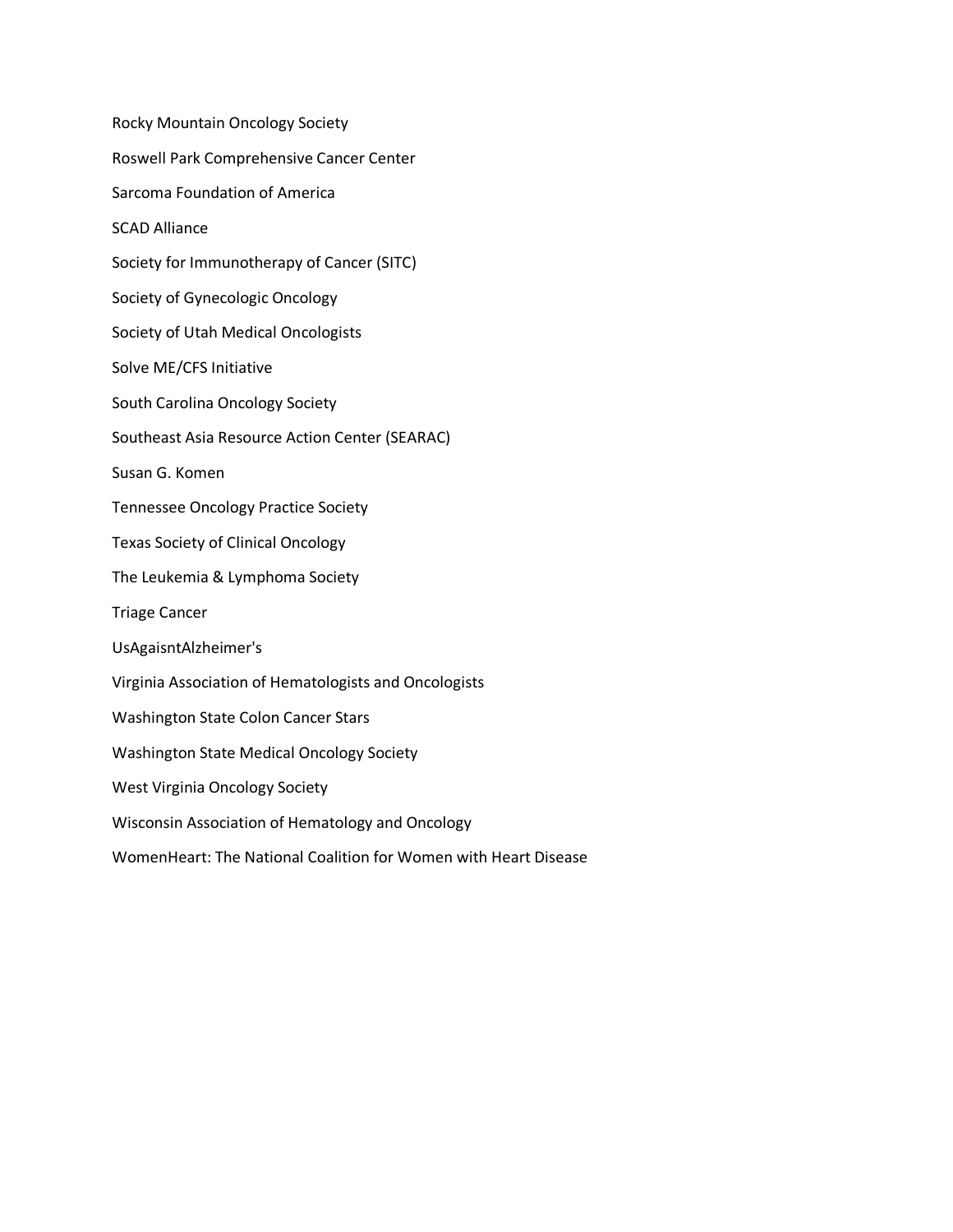Rocky Mountain Oncology Society

Roswell Park Comprehensive Cancer Center

Sarcoma Foundation of America

SCAD Alliance

Society for Immunotherapy of Cancer (SITC)

Society of Gynecologic Oncology

Society of Utah Medical Oncologists

Solve ME/CFS Initiative

South Carolina Oncology Society

Southeast Asia Resource Action Center (SEARAC)

Susan G. Komen

Tennessee Oncology Practice Society

Texas Society of Clinical Oncology

The Leukemia & Lymphoma Society

Triage Cancer

UsAgaisntAlzheimer's

Virginia Association of Hematologists and Oncologists

Washington State Colon Cancer Stars

Washington State Medical Oncology Society

West Virginia Oncology Society

Wisconsin Association of Hematology and Oncology

WomenHeart: The National Coalition for Women with Heart Disease